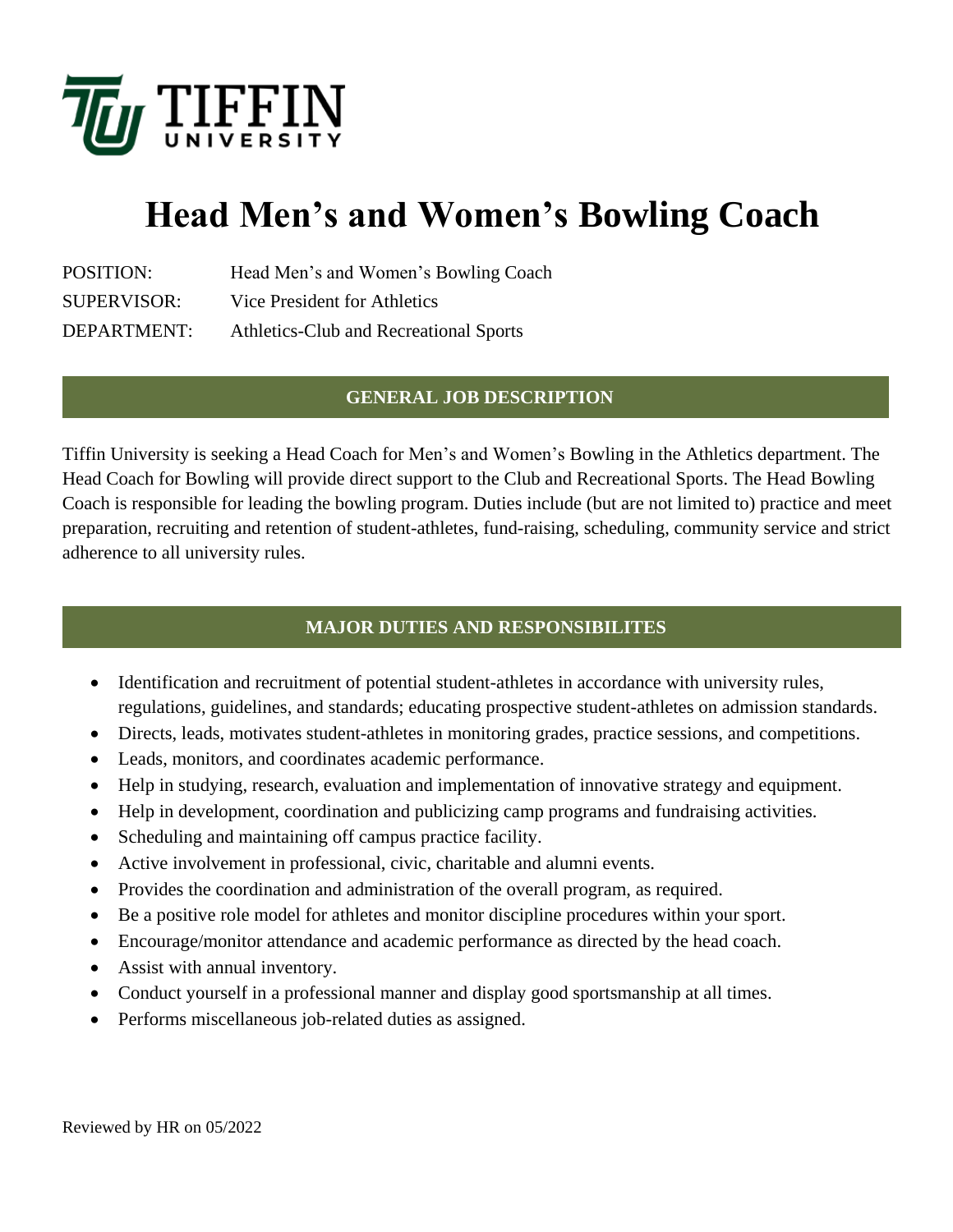TIFFIN UNIVERSITY

# Head Men's and Women's Bowling Coach

POSITION: Head Men's and Women's Bowling Coach
SUPERVISOR: Vice President for Athletics
DEPARTMENT: Athletics-Club and Recreational Sports

## GENERAL JOB DESCRIPTION

Tiffin University is seeking a Head Coach for Men's and Women's Bowling in the Athletics department. The Head Coach for Bowling will provide direct support to the Club and Recreational Sports. The Head Bowling Coach is responsible for leading the bowling program. Duties include (but are not limited to) practice and meet preparation, recruiting and retention of student-athletes, fund-raising, scheduling, community service and strict adherence to all university rules.

## MAJOR DUTIES AND RESPONSIBILITES

- Identification and recruitment of potential student-athletes in accordance with university rules, regulations, guidelines, and standards; educating prospective student-athletes on admission standards.
- Directs, leads, motivates student-athletes in monitoring grades, practice sessions, and competitions.
- Leads, monitors, and coordinates academic performance.
- Help in studying, research, evaluation and implementation of innovative strategy and equipment.
- Help in development, coordination and publicizing camp programs and fundraising activities.
- Scheduling and maintaining off campus practice facility.
- Active involvement in professional, civic, charitable and alumni events.
- Provides the coordination and administration of the overall program, as required.
- Be a positive role model for athletes and monitor discipline procedures within your sport.
- Encourage/monitor attendance and academic performance as directed by the head coach.
- Assist with annual inventory.
- Conduct yourself in a professional manner and display good sportsmanship at all times.
- Performs miscellaneous job-related duties as assigned.

Reviewed by HR on 05/2022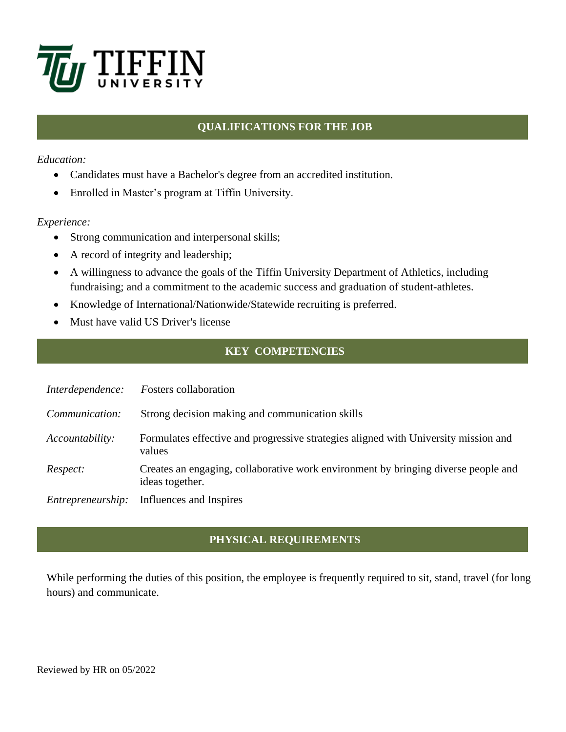## QUALIFICATIONS FOR THE JOB

*Education:*

- Candidates must have a Bachelor's degree from an accredited institution.
- Enrolled in Master's program at Tiffin University.

*Experience:*

- Strong communication and interpersonal skills;
- A record of integrity and leadership;
- A willingness to advance the goals of the Tiffin University Department of Athletics, including fundraising; and a commitment to the academic success and graduation of student-athletes.
- Knowledge of International/Nationwide/Statewide recruiting is preferred.
- Must have valid US Driver's license

## KEY COMPETENCIES

| | |
|---|---|
| *Interdependence:* | Fosters collaboration |
| *Communication:* | Strong decision making and communication skills |
| *Accountability:* | Formulates effective and progressive strategies aligned with University mission and values |
| *Respect:* | Creates an engaging, collaborative work environment by bringing diverse people and ideas together. |
| *Entrepreneurship:* | Influences and Inspires |

## PHYSICAL REQUIREMENTS

While performing the duties of this position, the employee is frequently required to sit, stand, travel (for long hours) and communicate.

Reviewed by HR on 05/2022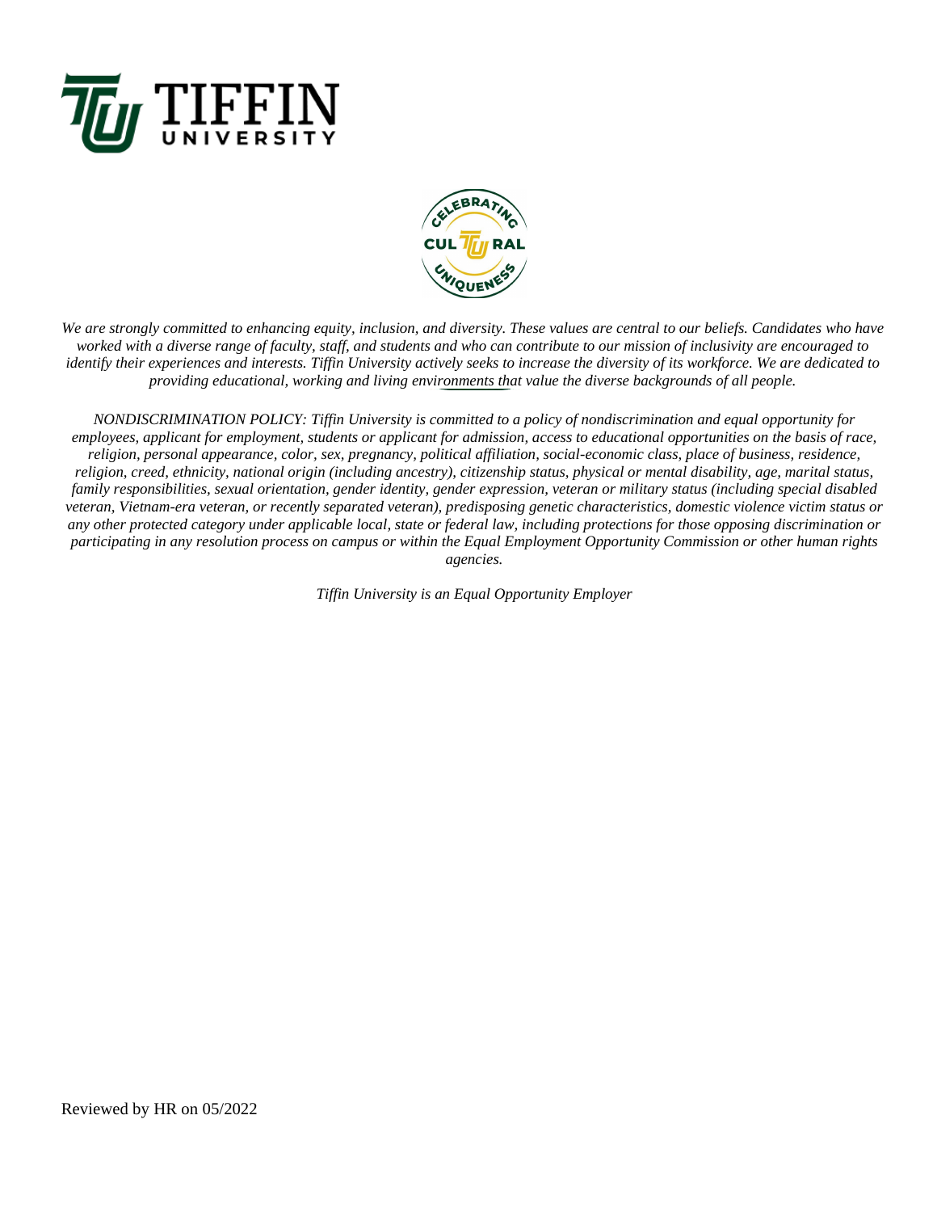*We are strongly committed to enhancing equity, inclusion, and diversity. These values are central to our beliefs. Candidates who have worked with a diverse range of faculty, staff, and students and who can contribute to our mission of inclusivity are encouraged to identify their experiences and interests. Tiffin University actively seeks to increase the diversity of its workforce. We are dedicated to providing educational, working and living environments that value the diverse backgrounds of all people.*

*NONDISCRIMINATION POLICY: Tiffin University is committed to a policy of nondiscrimination and equal opportunity for employees, applicant for employment, students or applicant for admission, access to educational opportunities on the basis of race, religion, personal appearance, color, sex, pregnancy, political affiliation, social-economic class, place of business, residence, religion, creed, ethnicity, national origin (including ancestry), citizenship status, physical or mental disability, age, marital status, family responsibilities, sexual orientation, gender identity, gender expression, veteran or military status (including special disabled veteran, Vietnam-era veteran, or recently separated veteran), predisposing genetic characteristics, domestic violence victim status or any other protected category under applicable local, state or federal law, including protections for those opposing discrimination or participating in any resolution process on campus or within the Equal Employment Opportunity Commission or other human rights agencies.*

*Tiffin University is an Equal Opportunity Employer*

Reviewed by HR on 05/2022